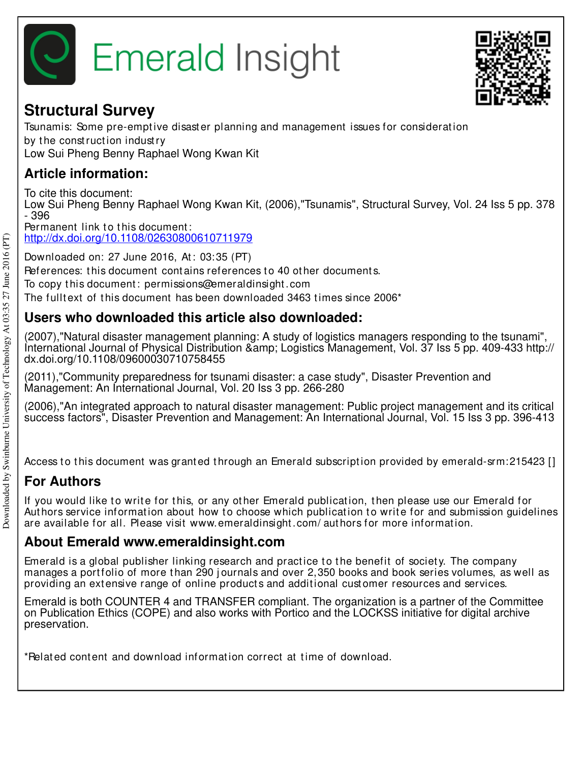# Emerald Insight

## Structural Survey

Tsunamis: Some pre-emptive disaster planning and management issues for consideration by the construction industry
Low Sui Pheng Benny Raphael Wong Kwan Kit

## Article information:

To cite this document:
Low Sui Pheng Benny Raphael Wong Kwan Kit, (2006),"Tsunamis", Structural Survey, Vol. 24 Iss 5 pp. 378 - 396
Permanent link to this document:
http://dx.doi.org/10.1108/02630800610711979

Downloaded on: 27 June 2016, At: 03:35 (PT)
References: this document contains references to 40 other documents.
To copy this document: permissions@emeraldinsight.com
The fulltext of this document has been downloaded 3463 times since 2006*

## Users who downloaded this article also downloaded:

(2007),"Natural disaster management planning: A study of logistics managers responding to the tsunami", International Journal of Physical Distribution &amp; Logistics Management, Vol. 37 Iss 5 pp. 409-433 http://dx.doi.org/10.1108/09600030710758455

(2011),"Community preparedness for tsunami disaster: a case study", Disaster Prevention and Management: An International Journal, Vol. 20 Iss 3 pp. 266-280

(2006),"An integrated approach to natural disaster management: Public project management and its critical success factors", Disaster Prevention and Management: An International Journal, Vol. 15 Iss 3 pp. 396-413

Access to this document was granted through an Emerald subscription provided by emerald-srm:215423 []

## For Authors

If you would like to write for this, or any other Emerald publication, then please use our Emerald for Authors service information about how to choose which publication to write for and submission guidelines are available for all. Please visit www.emeraldinsight.com/authors for more information.

## About Emerald www.emeraldinsight.com

Emerald is a global publisher linking research and practice to the benefit of society. The company manages a portfolio of more than 290 journals and over 2,350 books and book series volumes, as well as providing an extensive range of online products and additional customer resources and services.

Emerald is both COUNTER 4 and TRANSFER compliant. The organization is a partner of the Committee on Publication Ethics (COPE) and also works with Portico and the LOCKSS initiative for digital archive preservation.

*Related content and download information correct at time of download.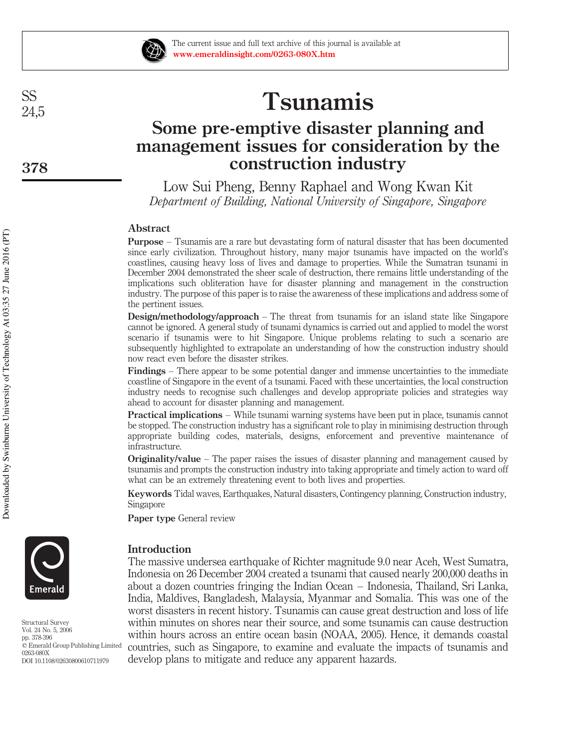# Tsunamis

## Some pre-emptive disaster planning and management issues for consideration by the construction industry

Low Sui Pheng, Benny Raphael and Wong Kwan Kit

*Department of Building, National University of Singapore, Singapore*

### Abstract

**Purpose** – Tsunamis are a rare but devastating form of natural disaster that has been documented since early civilization. Throughout history, many major tsunamis have impacted on the world's coastlines, causing heavy loss of lives and damage to properties. While the Sumatran tsunami in December 2004 demonstrated the sheer scale of destruction, there remains little understanding of the implications such obliteration have for disaster planning and management in the construction industry. The purpose of this paper is to raise the awareness of these implications and address some of the pertinent issues.

**Design/methodology/approach** – The threat from tsunamis for an island state like Singapore cannot be ignored. A general study of tsunami dynamics is carried out and applied to model the worst scenario if tsunamis were to hit Singapore. Unique problems relating to such a scenario are subsequently highlighted to extrapolate an understanding of how the construction industry should now react even before the disaster strikes.

**Findings** – There appear to be some potential danger and immense uncertainties to the immediate coastline of Singapore in the event of a tsunami. Faced with these uncertainties, the local construction industry needs to recognise such challenges and develop appropriate policies and strategies way ahead to account for disaster planning and management.

**Practical implications** – While tsunami warning systems have been put in place, tsunamis cannot be stopped. The construction industry has a significant role to play in minimising destruction through appropriate building codes, materials, designs, enforcement and preventive maintenance of infrastructure.

**Originality/value** – The paper raises the issues of disaster planning and management caused by tsunamis and prompts the construction industry into taking appropriate and timely action to ward off what can be an extremely threatening event to both lives and properties.

**Keywords** Tidal waves, Earthquakes, Natural disasters, Contingency planning, Construction industry, Singapore

**Paper type** General review

### Introduction

The massive undersea earthquake of Richter magnitude 9.0 near Aceh, West Sumatra, Indonesia on 26 December 2004 created a tsunami that caused nearly 200,000 deaths in about a dozen countries fringing the Indian Ocean – Indonesia, Thailand, Sri Lanka, India, Maldives, Bangladesh, Malaysia, Myanmar and Somalia. This was one of the worst disasters in recent history. Tsunamis can cause great destruction and loss of life within minutes on shores near their source, and some tsunamis can cause destruction within hours across an entire ocean basin (NOAA, 2005). Hence, it demands coastal countries, such as Singapore, to examine and evaluate the impacts of tsunamis and develop plans to mitigate and reduce any apparent hazards.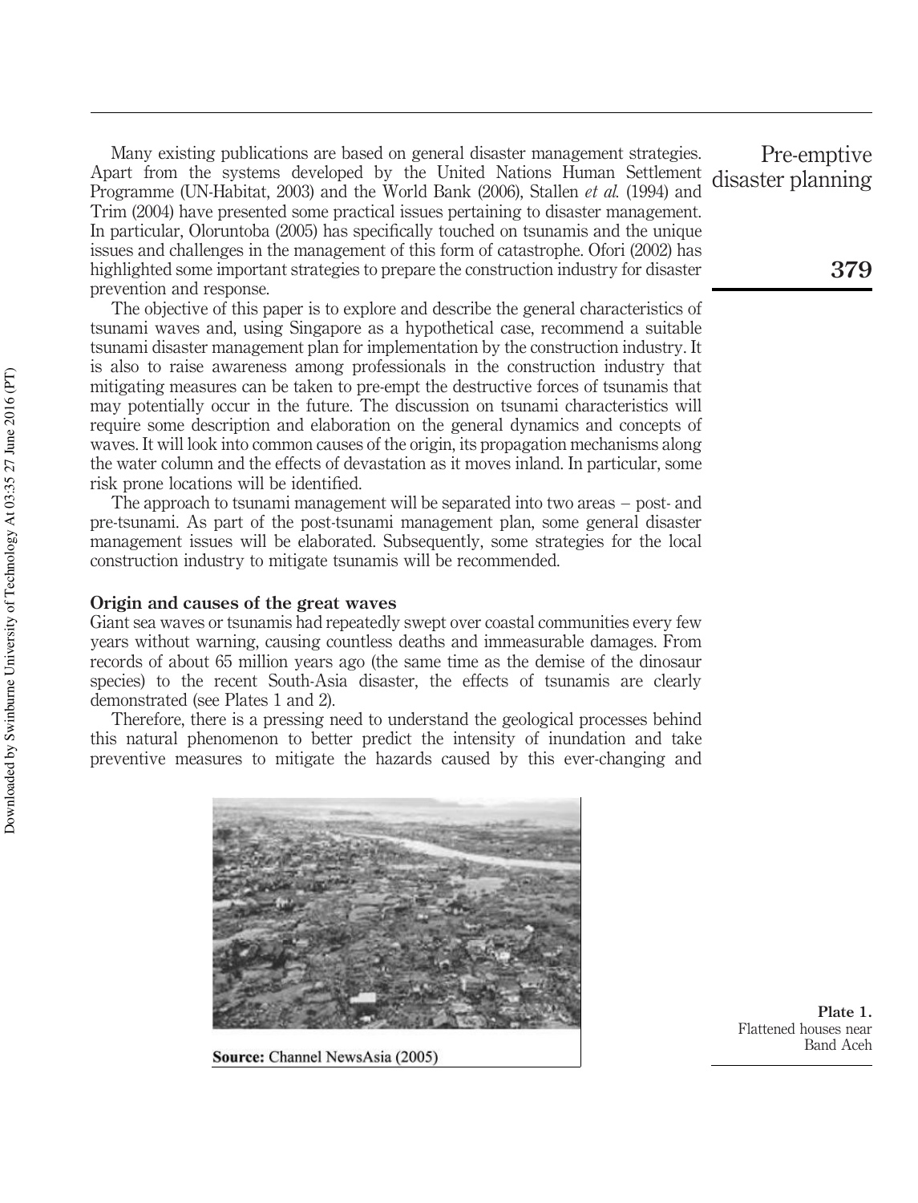Many existing publications are based on general disaster management strategies. Apart from the systems developed by the United Nations Human Settlement Programme (UN-Habitat, 2003) and the World Bank (2006), Stallen *et al.* (1994) and Trim (2004) have presented some practical issues pertaining to disaster management. In particular, Oloruntoba (2005) has specifically touched on tsunamis and the unique issues and challenges in the management of this form of catastrophe. Ofori (2002) has highlighted some important strategies to prepare the construction industry for disaster prevention and response.

The objective of this paper is to explore and describe the general characteristics of tsunami waves and, using Singapore as a hypothetical case, recommend a suitable tsunami disaster management plan for implementation by the construction industry. It is also to raise awareness among professionals in the construction industry that mitigating measures can be taken to pre-empt the destructive forces of tsunamis that may potentially occur in the future. The discussion on tsunami characteristics will require some description and elaboration on the general dynamics and concepts of waves. It will look into common causes of the origin, its propagation mechanisms along the water column and the effects of devastation as it moves inland. In particular, some risk prone locations will be identified.

The approach to tsunami management will be separated into two areas – post- and pre-tsunami. As part of the post-tsunami management plan, some general disaster management issues will be elaborated. Subsequently, some strategies for the local construction industry to mitigate tsunamis will be recommended.

## Origin and causes of the great waves

Giant sea waves or tsunamis had repeatedly swept over coastal communities every few years without warning, causing countless deaths and immeasurable damages. From records of about 65 million years ago (the same time as the demise of the dinosaur species) to the recent South-Asia disaster, the effects of tsunamis are clearly demonstrated (see Plates 1 and 2).

Therefore, there is a pressing need to understand the geological processes behind this natural phenomenon to better predict the intensity of inundation and take preventive measures to mitigate the hazards caused by this ever-changing and

**Source:** Channel NewsAsia (2005)

**Plate 1.** Flattened houses near Band Aceh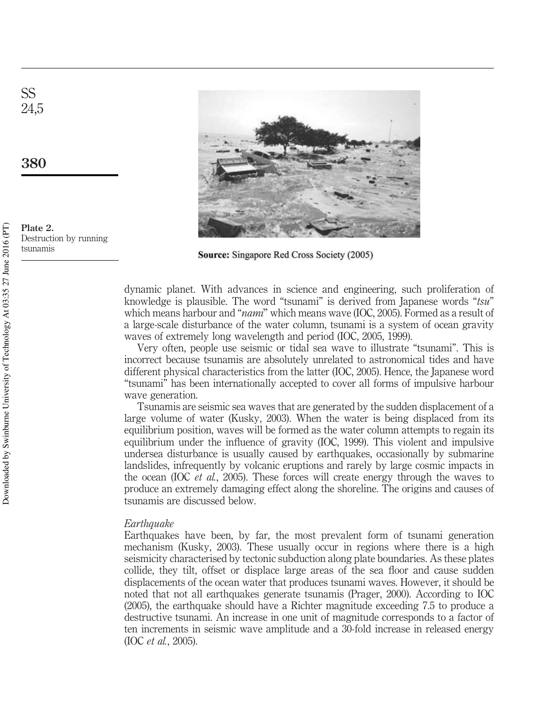Plate 2.
Destruction by running tsunamis

**Source:** Singapore Red Cross Society (2005)

dynamic planet. With advances in science and engineering, such proliferation of knowledge is plausible. The word "tsunami" is derived from Japanese words "*tsu*" which means harbour and "*nami*" which means wave (IOC, 2005). Formed as a result of a large-scale disturbance of the water column, tsunami is a system of ocean gravity waves of extremely long wavelength and period (IOC, 2005, 1999).

Very often, people use seismic or tidal sea wave to illustrate "tsunami". This is incorrect because tsunamis are absolutely unrelated to astronomical tides and have different physical characteristics from the latter (IOC, 2005). Hence, the Japanese word "tsunami" has been internationally accepted to cover all forms of impulsive harbour wave generation.

Tsunamis are seismic sea waves that are generated by the sudden displacement of a large volume of water (Kusky, 2003). When the water is being displaced from its equilibrium position, waves will be formed as the water column attempts to regain its equilibrium under the influence of gravity (IOC, 1999). This violent and impulsive undersea disturbance is usually caused by earthquakes, occasionally by submarine landslides, infrequently by volcanic eruptions and rarely by large cosmic impacts in the ocean (IOC *et al.*, 2005). These forces will create energy through the waves to produce an extremely damaging effect along the shoreline. The origins and causes of tsunamis are discussed below.

### *Earthquake*

Earthquakes have been, by far, the most prevalent form of tsunami generation mechanism (Kusky, 2003). These usually occur in regions where there is a high seismicity characterised by tectonic subduction along plate boundaries. As these plates collide, they tilt, offset or displace large areas of the sea floor and cause sudden displacements of the ocean water that produces tsunami waves. However, it should be noted that not all earthquakes generate tsunamis (Prager, 2000). According to IOC (2005), the earthquake should have a Richter magnitude exceeding 7.5 to produce a destructive tsunami. An increase in one unit of magnitude corresponds to a factor of ten increments in seismic wave amplitude and a 30-fold increase in released energy (IOC *et al.*, 2005).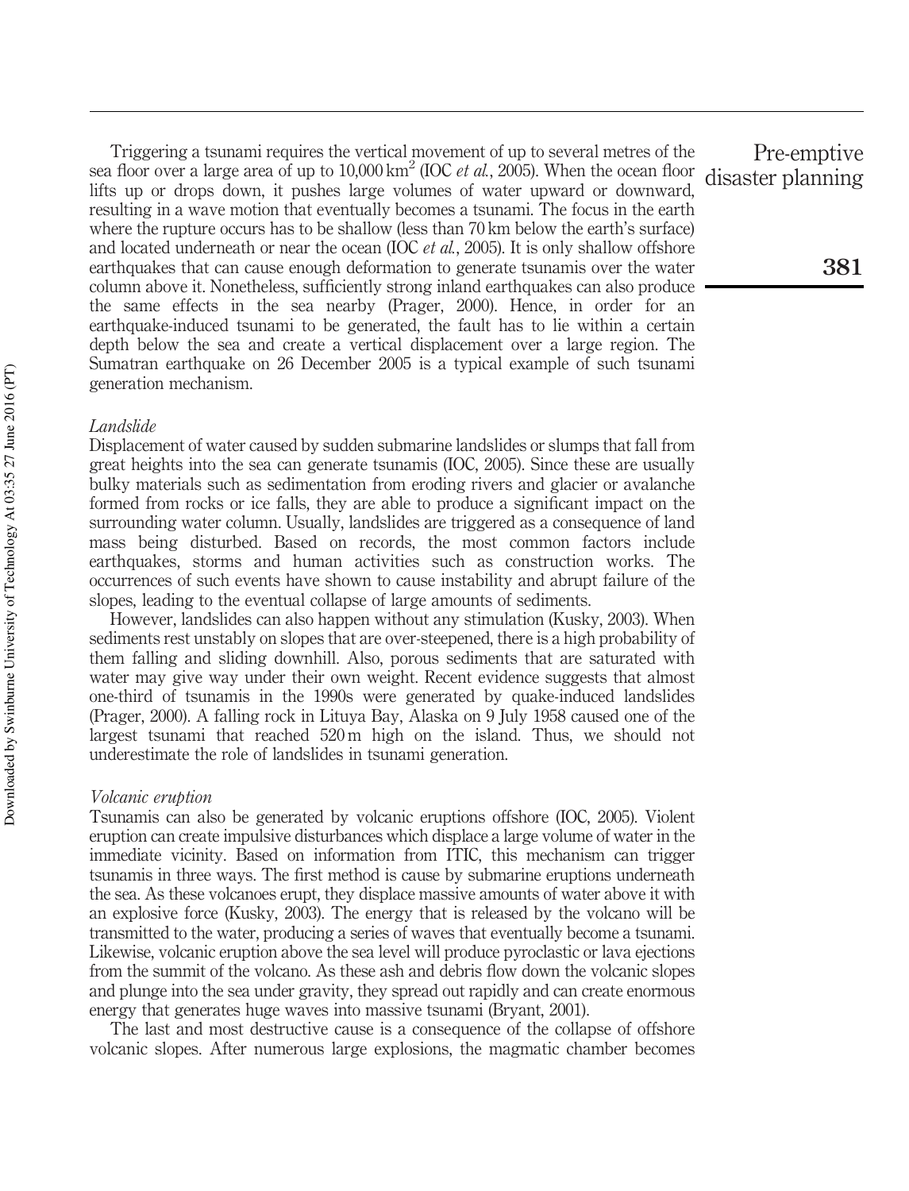Triggering a tsunami requires the vertical movement of up to several metres of the sea floor over a large area of up to 10,000 $km^2$ (IOC *et al.*, 2005). When the ocean floor lifts up or drops down, it pushes large volumes of water upward or downward, resulting in a wave motion that eventually becomes a tsunami. The focus in the earth where the rupture occurs has to be shallow (less than 70 km below the earth's surface) and located underneath or near the ocean (IOC *et al.*, 2005). It is only shallow offshore earthquakes that can cause enough deformation to generate tsunamis over the water column above it. Nonetheless, sufficiently strong inland earthquakes can also produce the same effects in the sea nearby (Prager, 2000). Hence, in order for an earthquake-induced tsunami to be generated, the fault has to lie within a certain depth below the sea and create a vertical displacement over a large region. The Sumatran earthquake on 26 December 2005 is a typical example of such tsunami generation mechanism.

*Landslide*

Displacement of water caused by sudden submarine landslides or slumps that fall from great heights into the sea can generate tsunamis (IOC, 2005). Since these are usually bulky materials such as sedimentation from eroding rivers and glacier or avalanche formed from rocks or ice falls, they are able to produce a significant impact on the surrounding water column. Usually, landslides are triggered as a consequence of land mass being disturbed. Based on records, the most common factors include earthquakes, storms and human activities such as construction works. The occurrences of such events have shown to cause instability and abrupt failure of the slopes, leading to the eventual collapse of large amounts of sediments.

However, landslides can also happen without any stimulation (Kusky, 2003). When sediments rest unstably on slopes that are over-steepened, there is a high probability of them falling and sliding downhill. Also, porous sediments that are saturated with water may give way under their own weight. Recent evidence suggests that almost one-third of tsunamis in the 1990s were generated by quake-induced landslides (Prager, 2000). A falling rock in Lituya Bay, Alaska on 9 July 1958 caused one of the largest tsunami that reached 520 m high on the island. Thus, we should not underestimate the role of landslides in tsunami generation.

*Volcanic eruption*

Tsunamis can also be generated by volcanic eruptions offshore (IOC, 2005). Violent eruption can create impulsive disturbances which displace a large volume of water in the immediate vicinity. Based on information from ITIC, this mechanism can trigger tsunamis in three ways. The first method is cause by submarine eruptions underneath the sea. As these volcanoes erupt, they displace massive amounts of water above it with an explosive force (Kusky, 2003). The energy that is released by the volcano will be transmitted to the water, producing a series of waves that eventually become a tsunami. Likewise, volcanic eruption above the sea level will produce pyroclastic or lava ejections from the summit of the volcano. As these ash and debris flow down the volcanic slopes and plunge into the sea under gravity, they spread out rapidly and can create enormous energy that generates huge waves into massive tsunami (Bryant, 2001).

The last and most destructive cause is a consequence of the collapse of offshore volcanic slopes. After numerous large explosions, the magmatic chamber becomes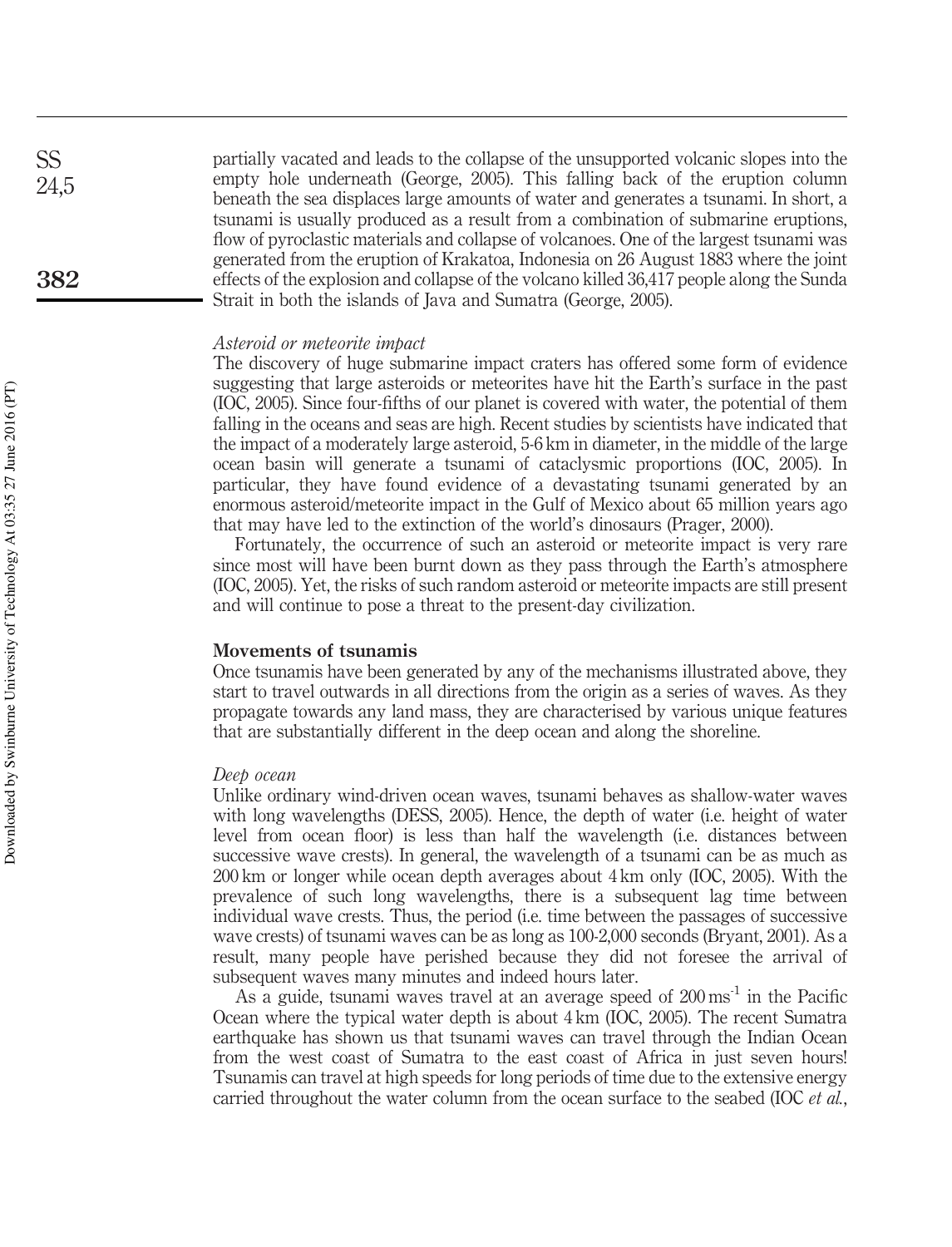partially vacated and leads to the collapse of the unsupported volcanic slopes into the empty hole underneath (George, 2005). This falling back of the eruption column beneath the sea displaces large amounts of water and generates a tsunami. In short, a tsunami is usually produced as a result from a combination of submarine eruptions, flow of pyroclastic materials and collapse of volcanoes. One of the largest tsunami was generated from the eruption of Krakatoa, Indonesia on 26 August 1883 where the joint effects of the explosion and collapse of the volcano killed 36,417 people along the Sunda Strait in both the islands of Java and Sumatra (George, 2005).

### *Asteroid or meteorite impact*

The discovery of huge submarine impact craters has offered some form of evidence suggesting that large asteroids or meteorites have hit the Earth's surface in the past (IOC, 2005). Since four-fifths of our planet is covered with water, the potential of them falling in the oceans and seas are high. Recent studies by scientists have indicated that the impact of a moderately large asteroid, 5-6 km in diameter, in the middle of the large ocean basin will generate a tsunami of cataclysmic proportions (IOC, 2005). In particular, they have found evidence of a devastating tsunami generated by an enormous asteroid/meteorite impact in the Gulf of Mexico about 65 million years ago that may have led to the extinction of the world's dinosaurs (Prager, 2000).

Fortunately, the occurrence of such an asteroid or meteorite impact is very rare since most will have been burnt down as they pass through the Earth's atmosphere (IOC, 2005). Yet, the risks of such random asteroid or meteorite impacts are still present and will continue to pose a threat to the present-day civilization.

## Movements of tsunamis

Once tsunamis have been generated by any of the mechanisms illustrated above, they start to travel outwards in all directions from the origin as a series of waves. As they propagate towards any land mass, they are characterised by various unique features that are substantially different in the deep ocean and along the shoreline.

### *Deep ocean*

Unlike ordinary wind-driven ocean waves, tsunami behaves as shallow-water waves with long wavelengths (DESS, 2005). Hence, the depth of water (i.e. height of water level from ocean floor) is less than half the wavelength (i.e. distances between successive wave crests). In general, the wavelength of a tsunami can be as much as 200 km or longer while ocean depth averages about 4 km only (IOC, 2005). With the prevalence of such long wavelengths, there is a subsequent lag time between individual wave crests. Thus, the period (i.e. time between the passages of successive wave crests) of tsunami waves can be as long as 100-2,000 seconds (Bryant, 2001). As a result, many people have perished because they did not foresee the arrival of subsequent waves many minutes and indeed hours later.

As a guide, tsunami waves travel at an average speed of $200\,\text{ms}^{-1}$ in the Pacific Ocean where the typical water depth is about 4 km (IOC, 2005). The recent Sumatra earthquake has shown us that tsunami waves can travel through the Indian Ocean from the west coast of Sumatra to the east coast of Africa in just seven hours! Tsunamis can travel at high speeds for long periods of time due to the extensive energy carried throughout the water column from the ocean surface to the seabed (IOC *et al.*,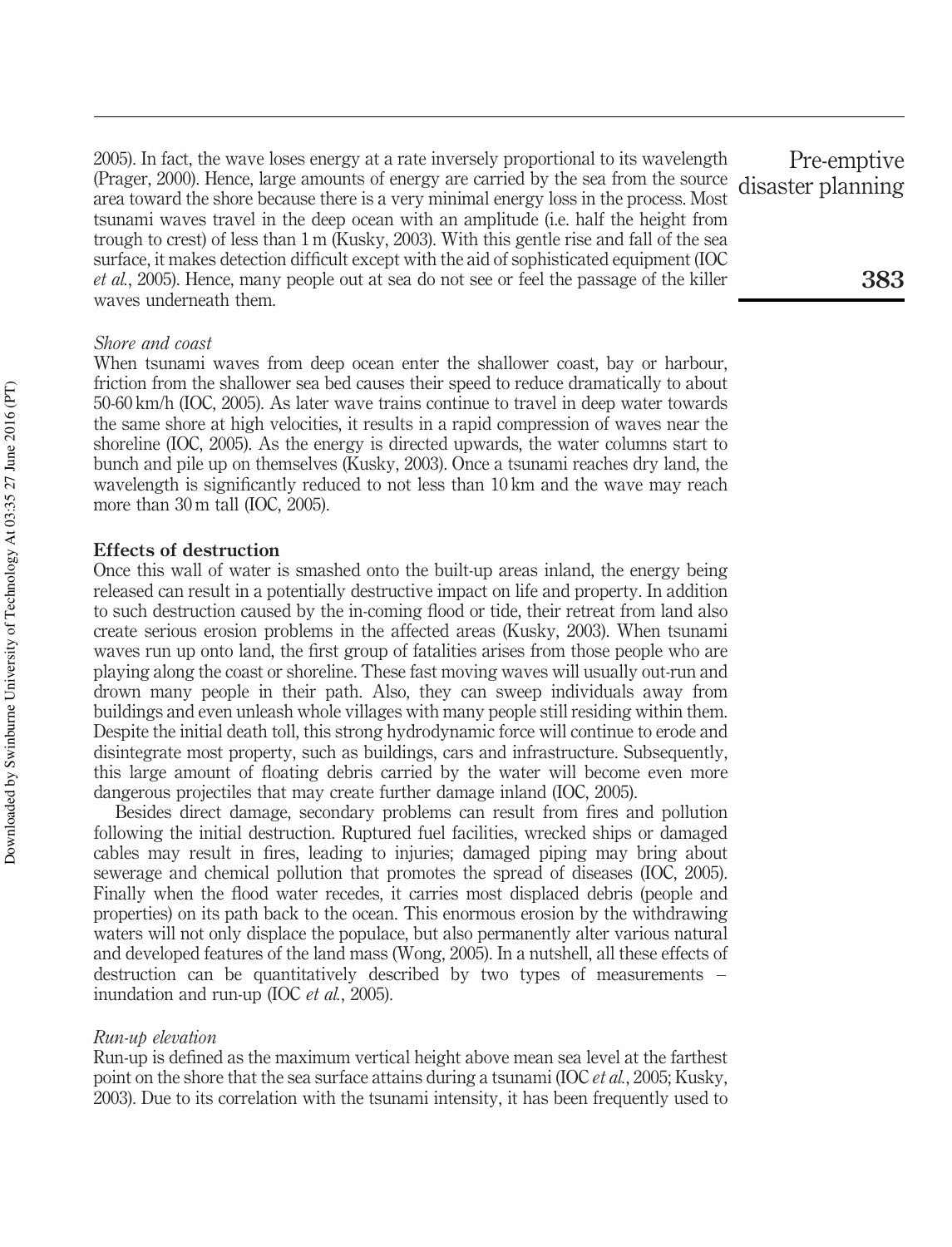2005). In fact, the wave loses energy at a rate inversely proportional to its wavelength (Prager, 2000). Hence, large amounts of energy are carried by the sea from the source area toward the shore because there is a very minimal energy loss in the process. Most tsunami waves travel in the deep ocean with an amplitude (i.e. half the height from trough to crest) of less than 1 m (Kusky, 2003). With this gentle rise and fall of the sea surface, it makes detection difficult except with the aid of sophisticated equipment (IOC *et al.*, 2005). Hence, many people out at sea do not see or feel the passage of the killer waves underneath them.

*Shore and coast*

When tsunami waves from deep ocean enter the shallower coast, bay or harbour, friction from the shallower sea bed causes their speed to reduce dramatically to about 50-60 km/h (IOC, 2005). As later wave trains continue to travel in deep water towards the same shore at high velocities, it results in a rapid compression of waves near the shoreline (IOC, 2005). As the energy is directed upwards, the water columns start to bunch and pile up on themselves (Kusky, 2003). Once a tsunami reaches dry land, the wavelength is significantly reduced to not less than 10 km and the wave may reach more than 30 m tall (IOC, 2005).

## Effects of destruction

Once this wall of water is smashed onto the built-up areas inland, the energy being released can result in a potentially destructive impact on life and property. In addition to such destruction caused by the in-coming flood or tide, their retreat from land also create serious erosion problems in the affected areas (Kusky, 2003). When tsunami waves run up onto land, the first group of fatalities arises from those people who are playing along the coast or shoreline. These fast moving waves will usually out-run and drown many people in their path. Also, they can sweep individuals away from buildings and even unleash whole villages with many people still residing within them. Despite the initial death toll, this strong hydrodynamic force will continue to erode and disintegrate most property, such as buildings, cars and infrastructure. Subsequently, this large amount of floating debris carried by the water will become even more dangerous projectiles that may create further damage inland (IOC, 2005).

Besides direct damage, secondary problems can result from fires and pollution following the initial destruction. Ruptured fuel facilities, wrecked ships or damaged cables may result in fires, leading to injuries; damaged piping may bring about sewerage and chemical pollution that promotes the spread of diseases (IOC, 2005). Finally when the flood water recedes, it carries most displaced debris (people and properties) on its path back to the ocean. This enormous erosion by the withdrawing waters will not only displace the populace, but also permanently alter various natural and developed features of the land mass (Wong, 2005). In a nutshell, all these effects of destruction can be quantitatively described by two types of measurements – inundation and run-up (IOC *et al.*, 2005).

*Run-up elevation*

Run-up is defined as the maximum vertical height above mean sea level at the farthest point on the shore that the sea surface attains during a tsunami (IOC *et al.*, 2005; Kusky, 2003). Due to its correlation with the tsunami intensity, it has been frequently used to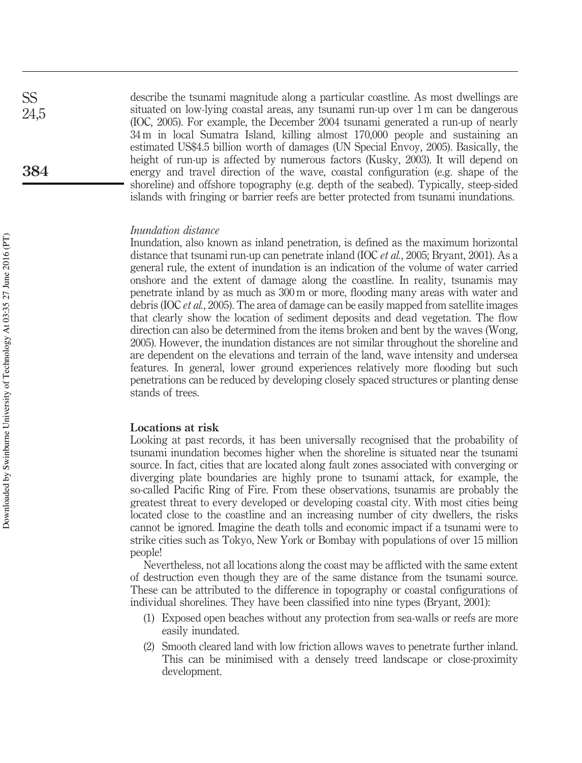describe the tsunami magnitude along a particular coastline. As most dwellings are situated on low-lying coastal areas, any tsunami run-up over 1 m can be dangerous (IOC, 2005). For example, the December 2004 tsunami generated a run-up of nearly 34 m in local Sumatra Island, killing almost 170,000 people and sustaining an estimated US$4.5 billion worth of damages (UN Special Envoy, 2005). Basically, the height of run-up is affected by numerous factors (Kusky, 2003). It will depend on energy and travel direction of the wave, coastal configuration (e.g. shape of the shoreline) and offshore topography (e.g. depth of the seabed). Typically, steep-sided islands with fringing or barrier reefs are better protected from tsunami inundations.

*Inundation distance*

Inundation, also known as inland penetration, is defined as the maximum horizontal distance that tsunami run-up can penetrate inland (IOC *et al.*, 2005; Bryant, 2001). As a general rule, the extent of inundation is an indication of the volume of water carried onshore and the extent of damage along the coastline. In reality, tsunamis may penetrate inland by as much as 300 m or more, flooding many areas with water and debris (IOC *et al.*, 2005). The area of damage can be easily mapped from satellite images that clearly show the location of sediment deposits and dead vegetation. The flow direction can also be determined from the items broken and bent by the waves (Wong, 2005). However, the inundation distances are not similar throughout the shoreline and are dependent on the elevations and terrain of the land, wave intensity and undersea features. In general, lower ground experiences relatively more flooding but such penetrations can be reduced by developing closely spaced structures or planting dense stands of trees.

## Locations at risk

Looking at past records, it has been universally recognised that the probability of tsunami inundation becomes higher when the shoreline is situated near the tsunami source. In fact, cities that are located along fault zones associated with converging or diverging plate boundaries are highly prone to tsunami attack, for example, the so-called Pacific Ring of Fire. From these observations, tsunamis are probably the greatest threat to every developed or developing coastal city. With most cities being located close to the coastline and an increasing number of city dwellers, the risks cannot be ignored. Imagine the death tolls and economic impact if a tsunami were to strike cities such as Tokyo, New York or Bombay with populations of over 15 million people!

Nevertheless, not all locations along the coast may be afflicted with the same extent of destruction even though they are of the same distance from the tsunami source. These can be attributed to the difference in topography or coastal configurations of individual shorelines. They have been classified into nine types (Bryant, 2001):

(1) Exposed open beaches without any protection from sea-walls or reefs are more easily inundated.

(2) Smooth cleared land with low friction allows waves to penetrate further inland. This can be minimised with a densely treed landscape or close-proximity development.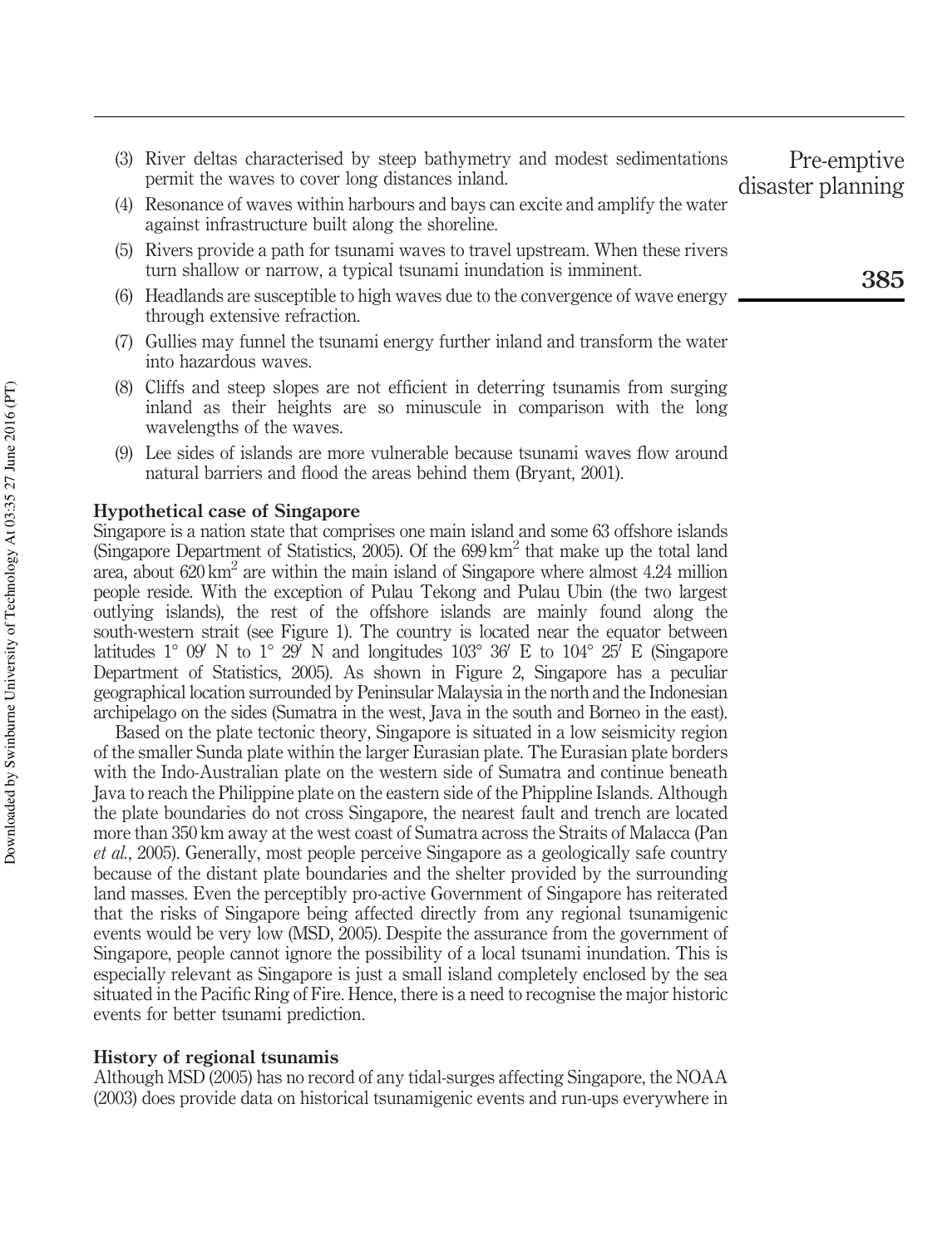(3) River deltas characterised by steep bathymetry and modest sedimentations permit the waves to cover long distances inland.

(4) Resonance of waves within harbours and bays can excite and amplify the water against infrastructure built along the shoreline.

(5) Rivers provide a path for tsunami waves to travel upstream. When these rivers turn shallow or narrow, a typical tsunami inundation is imminent.

(6) Headlands are susceptible to high waves due to the convergence of wave energy through extensive refraction.

(7) Gullies may funnel the tsunami energy further inland and transform the water into hazardous waves.

(8) Cliffs and steep slopes are not efficient in deterring tsunamis from surging inland as their heights are so minuscule in comparison with the long wavelengths of the waves.

(9) Lee sides of islands are more vulnerable because tsunami waves flow around natural barriers and flood the areas behind them (Bryant, 2001).

### Hypothetical case of Singapore

Singapore is a nation state that comprises one main island and some 63 offshore islands (Singapore Department of Statistics, 2005). Of the 699 $km^2$ that make up the total land area, about 620 $km^2$ are within the main island of Singapore where almost 4.24 million people reside. With the exception of Pulau Tekong and Pulau Ubin (the two largest outlying islands), the rest of the offshore islands are mainly found along the south-western strait (see Figure 1). The country is located near the equator between latitudes 1° 09′ N to 1° 29′ N and longitudes 103° 36′ E to 104° 25′ E (Singapore Department of Statistics, 2005). As shown in Figure 2, Singapore has a peculiar geographical location surrounded by Peninsular Malaysia in the north and the Indonesian archipelago on the sides (Sumatra in the west, Java in the south and Borneo in the east).

Based on the plate tectonic theory, Singapore is situated in a low seismicity region of the smaller Sunda plate within the larger Eurasian plate. The Eurasian plate borders with the Indo-Australian plate on the western side of Sumatra and continue beneath Java to reach the Philippine plate on the eastern side of the Phippline Islands. Although the plate boundaries do not cross Singapore, the nearest fault and trench are located more than 350 km away at the west coast of Sumatra across the Straits of Malacca (Pan *et al.*, 2005). Generally, most people perceive Singapore as a geologically safe country because of the distant plate boundaries and the shelter provided by the surrounding land masses. Even the perceptibly pro-active Government of Singapore has reiterated that the risks of Singapore being affected directly from any regional tsunamigenic events would be very low (MSD, 2005). Despite the assurance from the government of Singapore, people cannot ignore the possibility of a local tsunami inundation. This is especially relevant as Singapore is just a small island completely enclosed by the sea situated in the Pacific Ring of Fire. Hence, there is a need to recognise the major historic events for better tsunami prediction.

### History of regional tsunamis

Although MSD (2005) has no record of any tidal-surges affecting Singapore, the NOAA (2003) does provide data on historical tsunamigenic events and run-ups everywhere in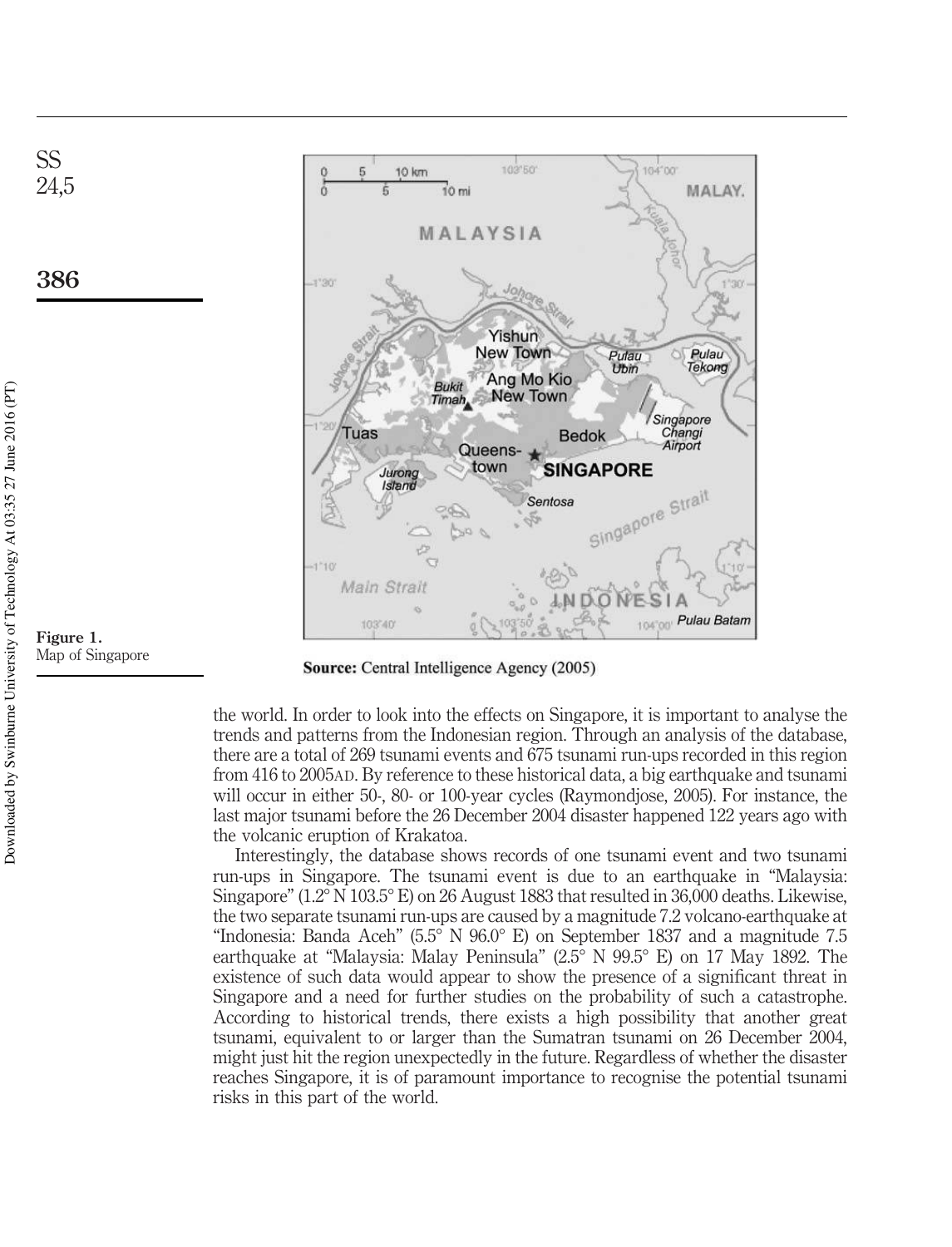Figure 1.
Map of Singapore

**Source:** Central Intelligence Agency (2005)

the world. In order to look into the effects on Singapore, it is important to analyse the trends and patterns from the Indonesian region. Through an analysis of the database, there are a total of 269 tsunami events and 675 tsunami run-ups recorded in this region from 416 to 2005AD. By reference to these historical data, a big earthquake and tsunami will occur in either 50-, 80- or 100-year cycles (Raymondjose, 2005). For instance, the last major tsunami before the 26 December 2004 disaster happened 122 years ago with the volcanic eruption of Krakatoa.

Interestingly, the database shows records of one tsunami event and two tsunami run-ups in Singapore. The tsunami event is due to an earthquake in "Malaysia: Singapore" (1.2° N 103.5° E) on 26 August 1883 that resulted in 36,000 deaths. Likewise, the two separate tsunami run-ups are caused by a magnitude 7.2 volcano-earthquake at "Indonesia: Banda Aceh" (5.5° N 96.0° E) on September 1837 and a magnitude 7.5 earthquake at "Malaysia: Malay Peninsula" (2.5° N 99.5° E) on 17 May 1892. The existence of such data would appear to show the presence of a significant threat in Singapore and a need for further studies on the probability of such a catastrophe. According to historical trends, there exists a high possibility that another great tsunami, equivalent to or larger than the Sumatran tsunami on 26 December 2004, might just hit the region unexpectedly in the future. Regardless of whether the disaster reaches Singapore, it is of paramount importance to recognise the potential tsunami risks in this part of the world.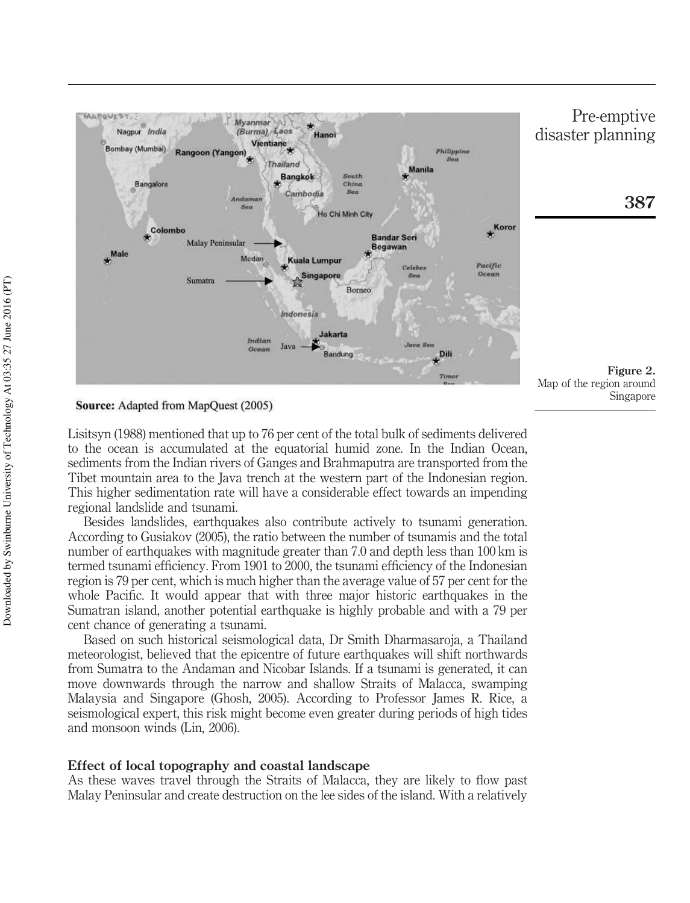**Source:** Adapted from MapQuest (2005)

**Figure 2.** Map of the region around Singapore

Lisitsyn (1988) mentioned that up to 76 per cent of the total bulk of sediments delivered to the ocean is accumulated at the equatorial humid zone. In the Indian Ocean, sediments from the Indian rivers of Ganges and Brahmaputra are transported from the Tibet mountain area to the Java trench at the western part of the Indonesian region. This higher sedimentation rate will have a considerable effect towards an impending regional landslide and tsunami.

Besides landslides, earthquakes also contribute actively to tsunami generation. According to Gusiakov (2005), the ratio between the number of tsunamis and the total number of earthquakes with magnitude greater than 7.0 and depth less than 100 km is termed tsunami efficiency. From 1901 to 2000, the tsunami efficiency of the Indonesian region is 79 per cent, which is much higher than the average value of 57 per cent for the whole Pacific. It would appear that with three major historic earthquakes in the Sumatran island, another potential earthquake is highly probable and with a 79 per cent chance of generating a tsunami.

Based on such historical seismological data, Dr Smith Dharmasaroja, a Thailand meteorologist, believed that the epicentre of future earthquakes will shift northwards from Sumatra to the Andaman and Nicobar Islands. If a tsunami is generated, it can move downwards through the narrow and shallow Straits of Malacca, swamping Malaysia and Singapore (Ghosh, 2005). According to Professor James R. Rice, a seismological expert, this risk might become even greater during periods of high tides and monsoon winds (Lin, 2006).

### Effect of local topography and coastal landscape

As these waves travel through the Straits of Malacca, they are likely to flow past Malay Peninsular and create destruction on the lee sides of the island. With a relatively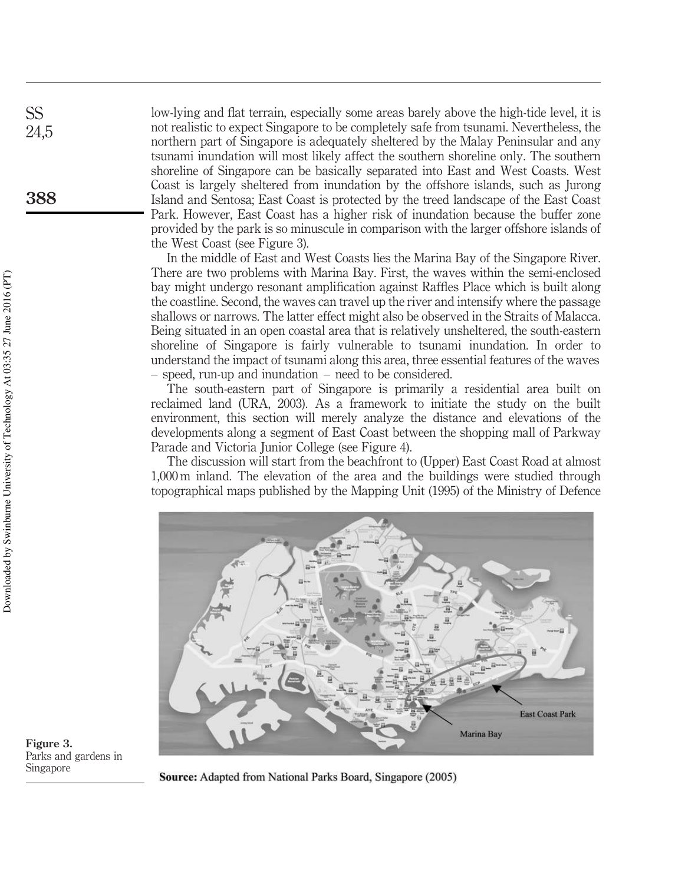low-lying and flat terrain, especially some areas barely above the high-tide level, it is not realistic to expect Singapore to be completely safe from tsunami. Nevertheless, the northern part of Singapore is adequately sheltered by the Malay Peninsular and any tsunami inundation will most likely affect the southern shoreline only. The southern shoreline of Singapore can be basically separated into East and West Coasts. West Coast is largely sheltered from inundation by the offshore islands, such as Jurong Island and Sentosa; East Coast is protected by the treed landscape of the East Coast Park. However, East Coast has a higher risk of inundation because the buffer zone provided by the park is so minuscule in comparison with the larger offshore islands of the West Coast (see Figure 3).

In the middle of East and West Coasts lies the Marina Bay of the Singapore River. There are two problems with Marina Bay. First, the waves within the semi-enclosed bay might undergo resonant amplification against Raffles Place which is built along the coastline. Second, the waves can travel up the river and intensify where the passage shallows or narrows. The latter effect might also be observed in the Straits of Malacca. Being situated in an open coastal area that is relatively unsheltered, the south-eastern shoreline of Singapore is fairly vulnerable to tsunami inundation. In order to understand the impact of tsunami along this area, three essential features of the waves – speed, run-up and inundation – need to be considered.

The south-eastern part of Singapore is primarily a residential area built on reclaimed land (URA, 2003). As a framework to initiate the study on the built environment, this section will merely analyze the distance and elevations of the developments along a segment of East Coast between the shopping mall of Parkway Parade and Victoria Junior College (see Figure 4).

The discussion will start from the beachfront to (Upper) East Coast Road at almost 1,000 m inland. The elevation of the area and the buildings were studied through topographical maps published by the Mapping Unit (1995) of the Ministry of Defence

**Figure 3.** Parks and gardens in Singapore

**Source:** Adapted from National Parks Board, Singapore (2005)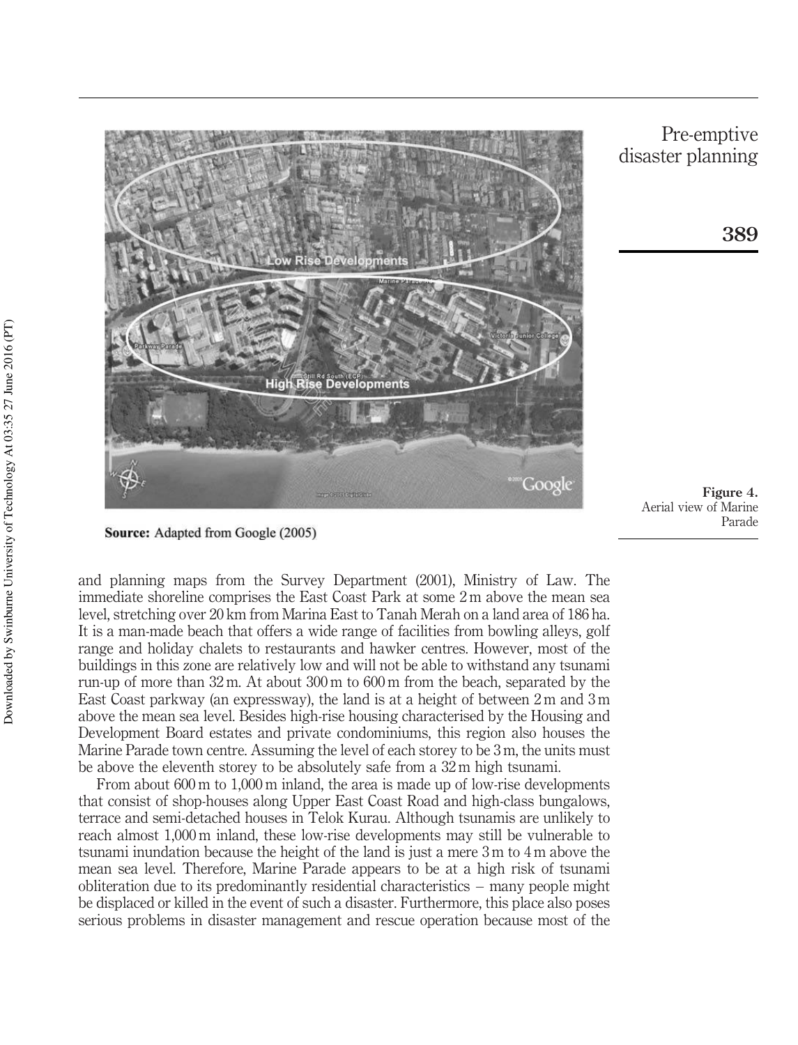Figure 4.
Aerial view of Marine Parade

**Source:** Adapted from Google (2005)

and planning maps from the Survey Department (2001), Ministry of Law. The immediate shoreline comprises the East Coast Park at some 2 m above the mean sea level, stretching over 20 km from Marina East to Tanah Merah on a land area of 186 ha. It is a man-made beach that offers a wide range of facilities from bowling alleys, golf range and holiday chalets to restaurants and hawker centres. However, most of the buildings in this zone are relatively low and will not be able to withstand any tsunami run-up of more than 32 m. At about 300 m to 600 m from the beach, separated by the East Coast parkway (an expressway), the land is at a height of between 2 m and 3 m above the mean sea level. Besides high-rise housing characterised by the Housing and Development Board estates and private condominiums, this region also houses the Marine Parade town centre. Assuming the level of each storey to be 3 m, the units must be above the eleventh storey to be absolutely safe from a 32 m high tsunami.

From about 600 m to 1,000 m inland, the area is made up of low-rise developments that consist of shop-houses along Upper East Coast Road and high-class bungalows, terrace and semi-detached houses in Telok Kurau. Although tsunamis are unlikely to reach almost 1,000 m inland, these low-rise developments may still be vulnerable to tsunami inundation because the height of the land is just a mere 3 m to 4 m above the mean sea level. Therefore, Marine Parade appears to be at a high risk of tsunami obliteration due to its predominantly residential characteristics – many people might be displaced or killed in the event of such a disaster. Furthermore, this place also poses serious problems in disaster management and rescue operation because most of the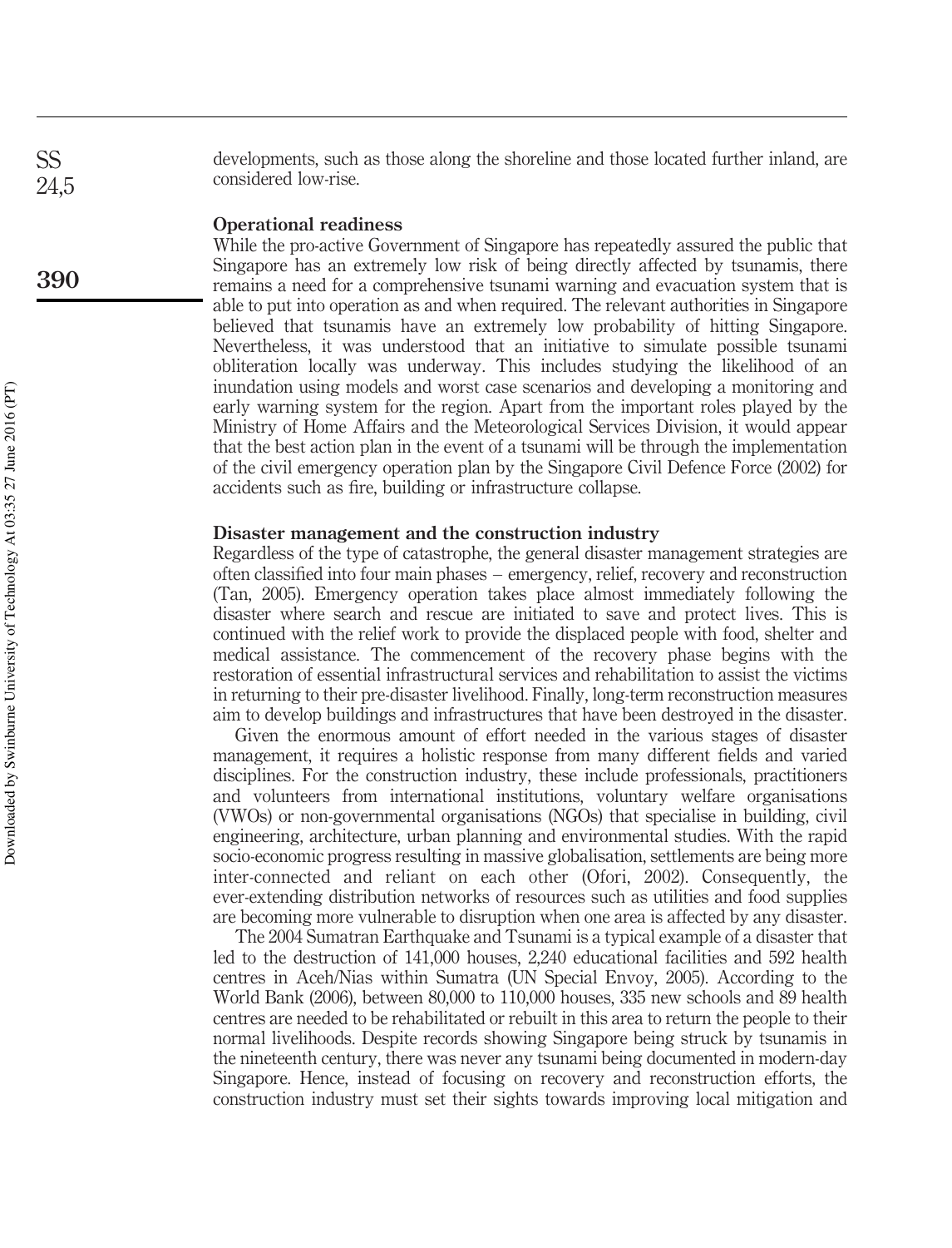developments, such as those along the shoreline and those located further inland, are considered low-rise.

## Operational readiness

While the pro-active Government of Singapore has repeatedly assured the public that Singapore has an extremely low risk of being directly affected by tsunamis, there remains a need for a comprehensive tsunami warning and evacuation system that is able to put into operation as and when required. The relevant authorities in Singapore believed that tsunamis have an extremely low probability of hitting Singapore. Nevertheless, it was understood that an initiative to simulate possible tsunami obliteration locally was underway. This includes studying the likelihood of an inundation using models and worst case scenarios and developing a monitoring and early warning system for the region. Apart from the important roles played by the Ministry of Home Affairs and the Meteorological Services Division, it would appear that the best action plan in the event of a tsunami will be through the implementation of the civil emergency operation plan by the Singapore Civil Defence Force (2002) for accidents such as fire, building or infrastructure collapse.

## Disaster management and the construction industry

Regardless of the type of catastrophe, the general disaster management strategies are often classified into four main phases – emergency, relief, recovery and reconstruction (Tan, 2005). Emergency operation takes place almost immediately following the disaster where search and rescue are initiated to save and protect lives. This is continued with the relief work to provide the displaced people with food, shelter and medical assistance. The commencement of the recovery phase begins with the restoration of essential infrastructural services and rehabilitation to assist the victims in returning to their pre-disaster livelihood. Finally, long-term reconstruction measures aim to develop buildings and infrastructures that have been destroyed in the disaster.

Given the enormous amount of effort needed in the various stages of disaster management, it requires a holistic response from many different fields and varied disciplines. For the construction industry, these include professionals, practitioners and volunteers from international institutions, voluntary welfare organisations (VWOs) or non-governmental organisations (NGOs) that specialise in building, civil engineering, architecture, urban planning and environmental studies. With the rapid socio-economic progress resulting in massive globalisation, settlements are being more inter-connected and reliant on each other (Ofori, 2002). Consequently, the ever-extending distribution networks of resources such as utilities and food supplies are becoming more vulnerable to disruption when one area is affected by any disaster.

The 2004 Sumatran Earthquake and Tsunami is a typical example of a disaster that led to the destruction of 141,000 houses, 2,240 educational facilities and 592 health centres in Aceh/Nias within Sumatra (UN Special Envoy, 2005). According to the World Bank (2006), between 80,000 to 110,000 houses, 335 new schools and 89 health centres are needed to be rehabilitated or rebuilt in this area to return the people to their normal livelihoods. Despite records showing Singapore being struck by tsunamis in the nineteenth century, there was never any tsunami being documented in modern-day Singapore. Hence, instead of focusing on recovery and reconstruction efforts, the construction industry must set their sights towards improving local mitigation and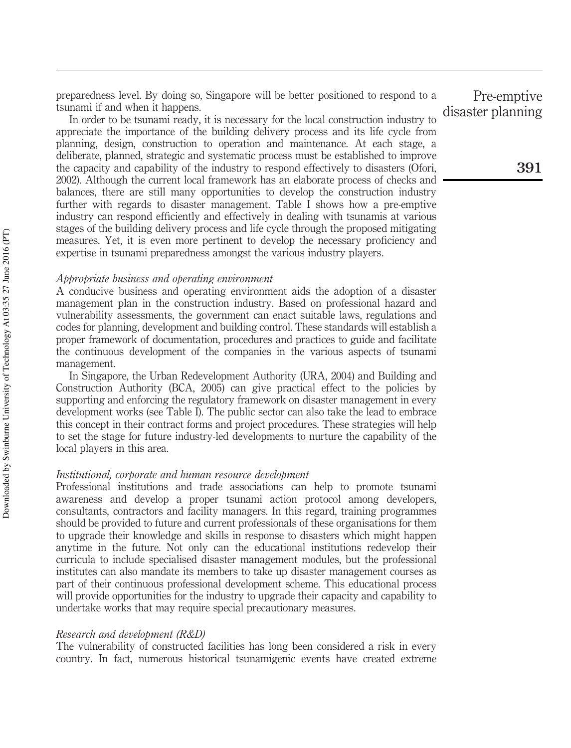preparedness level. By doing so, Singapore will be better positioned to respond to a tsunami if and when it happens.

In order to be tsunami ready, it is necessary for the local construction industry to appreciate the importance of the building delivery process and its life cycle from planning, design, construction to operation and maintenance. At each stage, a deliberate, planned, strategic and systematic process must be established to improve the capacity and capability of the industry to respond effectively to disasters (Ofori, 2002). Although the current local framework has an elaborate process of checks and balances, there are still many opportunities to develop the construction industry further with regards to disaster management. Table I shows how a pre-emptive industry can respond efficiently and effectively in dealing with tsunamis at various stages of the building delivery process and life cycle through the proposed mitigating measures. Yet, it is even more pertinent to develop the necessary proficiency and expertise in tsunami preparedness amongst the various industry players.

### *Appropriate business and operating environment*

A conducive business and operating environment aids the adoption of a disaster management plan in the construction industry. Based on professional hazard and vulnerability assessments, the government can enact suitable laws, regulations and codes for planning, development and building control. These standards will establish a proper framework of documentation, procedures and practices to guide and facilitate the continuous development of the companies in the various aspects of tsunami management.

In Singapore, the Urban Redevelopment Authority (URA, 2004) and Building and Construction Authority (BCA, 2005) can give practical effect to the policies by supporting and enforcing the regulatory framework on disaster management in every development works (see Table I). The public sector can also take the lead to embrace this concept in their contract forms and project procedures. These strategies will help to set the stage for future industry-led developments to nurture the capability of the local players in this area.

### *Institutional, corporate and human resource development*

Professional institutions and trade associations can help to promote tsunami awareness and develop a proper tsunami action protocol among developers, consultants, contractors and facility managers. In this regard, training programmes should be provided to future and current professionals of these organisations for them to upgrade their knowledge and skills in response to disasters which might happen anytime in the future. Not only can the educational institutions redevelop their curricula to include specialised disaster management modules, but the professional institutes can also mandate its members to take up disaster management courses as part of their continuous professional development scheme. This educational process will provide opportunities for the industry to upgrade their capacity and capability to undertake works that may require special precautionary measures.

### *Research and development (R&D)*

The vulnerability of constructed facilities has long been considered a risk in every country. In fact, numerous historical tsunamigenic events have created extreme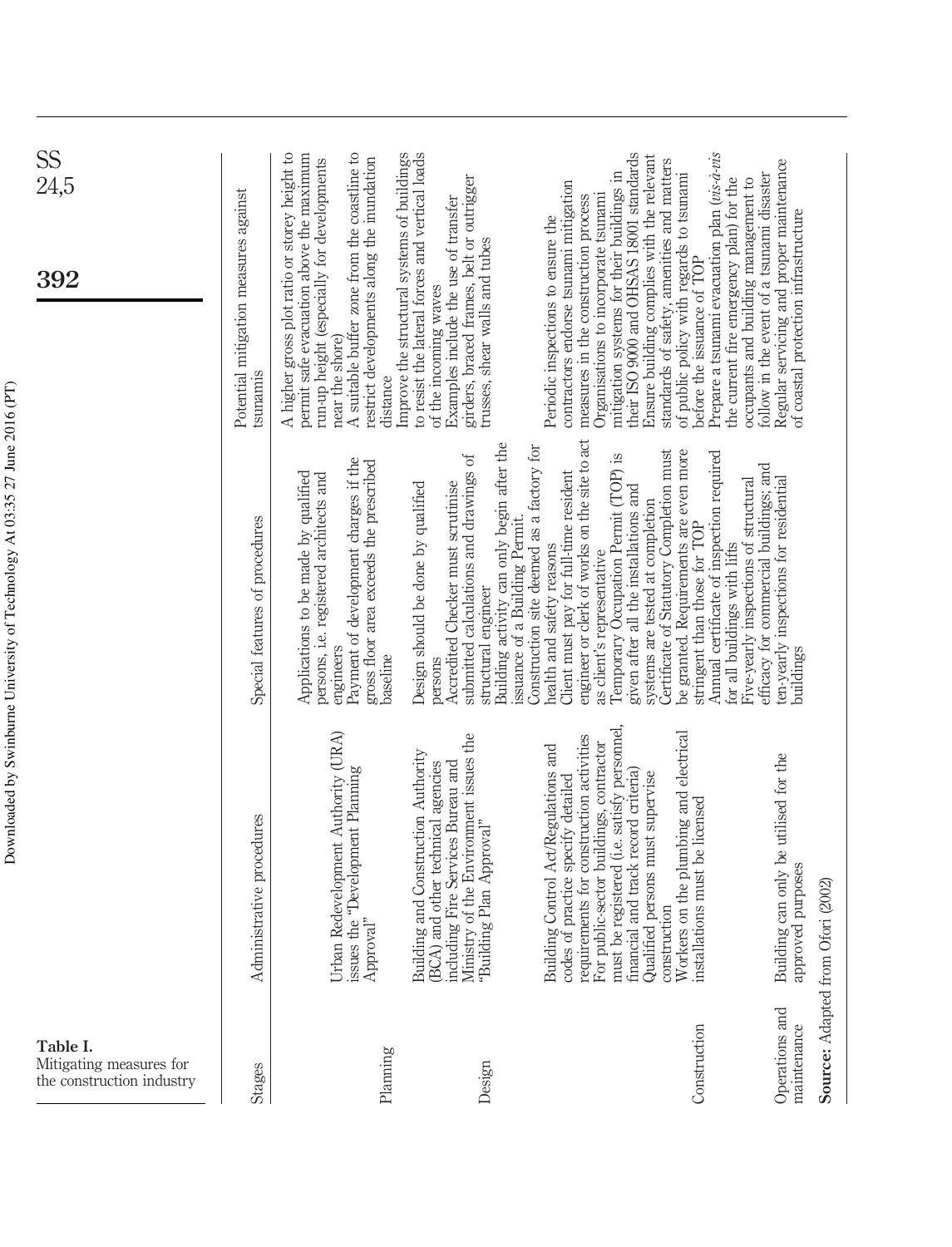**Table I.** Mitigating measures for the construction industry

| Stages | Administrative procedures | Special features of procedures | Potential mitigation measures against tsunamis |
|---|---|---|---|
| Planning | Urban Redevelopment Authority (URA) issues the "Development Planning Approval" | Applications to be made by qualified persons, i.e. registered architects and engineers<br>Payment of development charges if the gross floor area exceeds the prescribed baseline | A higher gross plot ratio or storey height to permit safe evacuation above the maximum run-up height (especially for developments near the shore)<br>A suitable buffer zone from the coastline to restrict developments along the inundation distance |
| Design | Building and Construction Authority (BCA) and other technical agencies including Fire Services Bureau and Ministry of the Environment issues the "Building Plan Approval" | Design should be done by qualified persons<br>Accredited Checker must scrutinise submitted calculations and drawings of structural engineer | Improve the structural systems of buildings to resist the lateral forces and vertical loads of the incoming waves<br>Examples include the use of transfer girders, braced frames, belt or outrigger trusses, shear walls and tubes |
| Construction | Building Control Act/Regulations and codes of practice specify detailed requirements for construction activities<br>For public-sector buildings, contractor must be registered (i.e. satisfy personnel, financial and track record criteria)<br>Qualified persons must supervise construction<br>Workers on the plumbing and electrical installations must be licensed | Building activity can only begin after the issuance of a Building Permit.<br>Construction site deemed as a factory for health and safety reasons<br>Client must pay for full-time resident engineer or clerk of works on the site to act as client's representative<br>Temporary Occupation Permit (TOP) is given after all the installations and systems are tested at completion<br>Certificate of Statutory Completion must be granted. Requirements are even more stringent than those for TOP | Periodic inspections to ensure the contractors endorse tsunami mitigation measures in the construction process<br>Organisations to incorporate tsunami mitigation systems for their buildings in their ISO 9000 and OHSAS 18001 standards<br>Ensure building complies with the relevant standards of safety, amenities and matters of public policy with regards to tsunami before the issuance of TOP |
| Operations and maintenance | Building can only be utilised for the approved purposes | Annual certificate of inspection required for all buildings with lifts<br>Five-yearly inspections of structural efficacy for commercial buildings; and ten-yearly inspections for residential buildings | Prepare a tsunami evacuation plan (*vis-à-vis* the current fire emergency plan) for the occupants and building management to follow in the event of a tsunami disaster<br>Regular servicing and proper maintenance of coastal protection infrastructure |

**Source:** Adapted from Ofori (2002)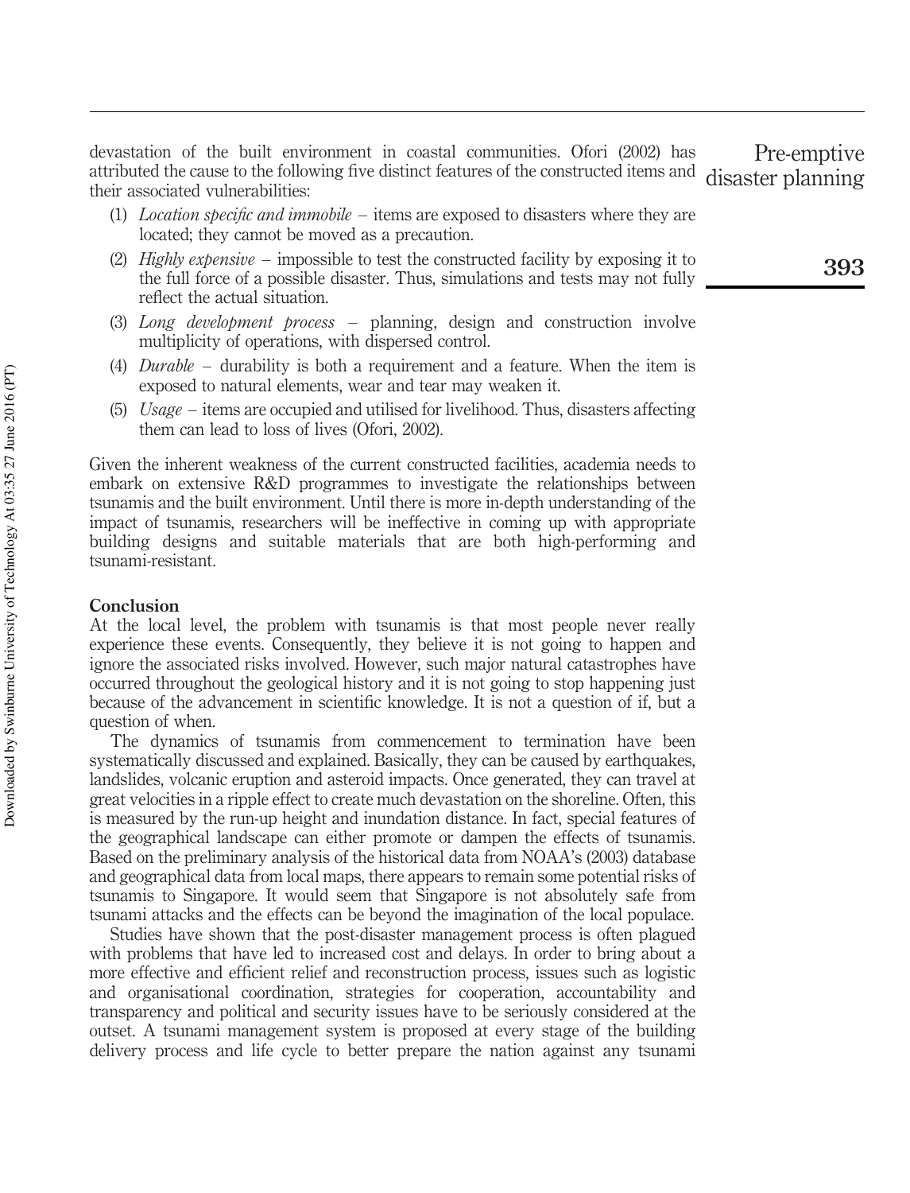devastation of the built environment in coastal communities. Ofori (2002) has attributed the cause to the following five distinct features of the constructed items and their associated vulnerabilities:

(1) *Location specific and immobile* – items are exposed to disasters where they are located; they cannot be moved as a precaution.

(2) *Highly expensive* – impossible to test the constructed facility by exposing it to the full force of a possible disaster. Thus, simulations and tests may not fully reflect the actual situation.

(3) *Long development process* – planning, design and construction involve multiplicity of operations, with dispersed control.

(4) *Durable* – durability is both a requirement and a feature. When the item is exposed to natural elements, wear and tear may weaken it.

(5) *Usage* – items are occupied and utilised for livelihood. Thus, disasters affecting them can lead to loss of lives (Ofori, 2002).

Given the inherent weakness of the current constructed facilities, academia needs to embark on extensive R&D programmes to investigate the relationships between tsunamis and the built environment. Until there is more in-depth understanding of the impact of tsunamis, researchers will be ineffective in coming up with appropriate building designs and suitable materials that are both high-performing and tsunami-resistant.

## Conclusion

At the local level, the problem with tsunamis is that most people never really experience these events. Consequently, they believe it is not going to happen and ignore the associated risks involved. However, such major natural catastrophes have occurred throughout the geological history and it is not going to stop happening just because of the advancement in scientific knowledge. It is not a question of if, but a question of when.

The dynamics of tsunamis from commencement to termination have been systematically discussed and explained. Basically, they can be caused by earthquakes, landslides, volcanic eruption and asteroid impacts. Once generated, they can travel at great velocities in a ripple effect to create much devastation on the shoreline. Often, this is measured by the run-up height and inundation distance. In fact, special features of the geographical landscape can either promote or dampen the effects of tsunamis. Based on the preliminary analysis of the historical data from NOAA's (2003) database and geographical data from local maps, there appears to remain some potential risks of tsunamis to Singapore. It would seem that Singapore is not absolutely safe from tsunami attacks and the effects can be beyond the imagination of the local populace.

Studies have shown that the post-disaster management process is often plagued with problems that have led to increased cost and delays. In order to bring about a more effective and efficient relief and reconstruction process, issues such as logistic and organisational coordination, strategies for cooperation, accountability and transparency and political and security issues have to be seriously considered at the outset. A tsunami management system is proposed at every stage of the building delivery process and life cycle to better prepare the nation against any tsunami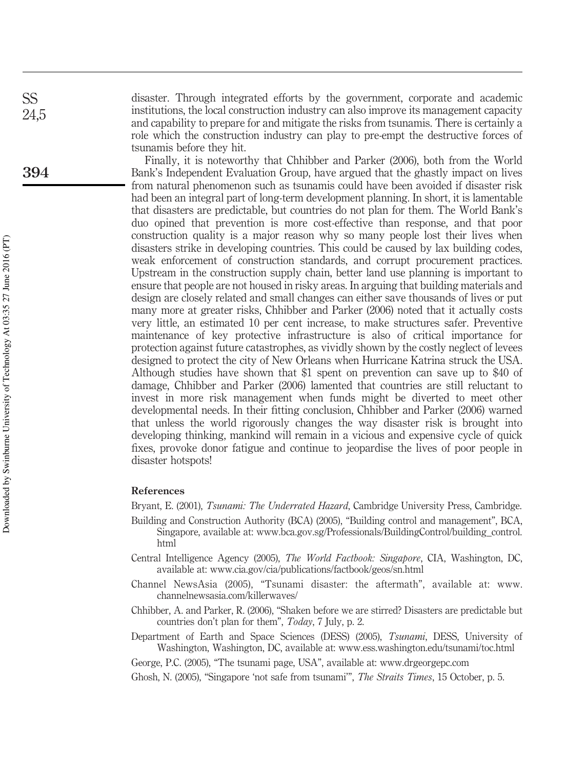disaster. Through integrated efforts by the government, corporate and academic institutions, the local construction industry can also improve its management capacity and capability to prepare for and mitigate the risks from tsunamis. There is certainly a role which the construction industry can play to pre-empt the destructive forces of tsunamis before they hit.

Finally, it is noteworthy that Chhibber and Parker (2006), both from the World Bank's Independent Evaluation Group, have argued that the ghastly impact on lives from natural phenomenon such as tsunamis could have been avoided if disaster risk had been an integral part of long-term development planning. In short, it is lamentable that disasters are predictable, but countries do not plan for them. The World Bank's duo opined that prevention is more cost-effective than response, and that poor construction quality is a major reason why so many people lost their lives when disasters strike in developing countries. This could be caused by lax building codes, weak enforcement of construction standards, and corrupt procurement practices. Upstream in the construction supply chain, better land use planning is important to ensure that people are not housed in risky areas. In arguing that building materials and design are closely related and small changes can either save thousands of lives or put many more at greater risks, Chhibber and Parker (2006) noted that it actually costs very little, an estimated 10 per cent increase, to make structures safer. Preventive maintenance of key protective infrastructure is also of critical importance for protection against future catastrophes, as vividly shown by the costly neglect of levees designed to protect the city of New Orleans when Hurricane Katrina struck the USA. Although studies have shown that $1 spent on prevention can save up to $40 of damage, Chhibber and Parker (2006) lamented that countries are still reluctant to invest in more risk management when funds might be diverted to meet other developmental needs. In their fitting conclusion, Chhibber and Parker (2006) warned that unless the world rigorously changes the way disaster risk is brought into developing thinking, mankind will remain in a vicious and expensive cycle of quick fixes, provoke donor fatigue and continue to jeopardise the lives of poor people in disaster hotspots!

### References

Bryant, E. (2001), *Tsunami: The Underrated Hazard*, Cambridge University Press, Cambridge.

Building and Construction Authority (BCA) (2005), "Building control and management", BCA, Singapore, available at: www.bca.gov.sg/Professionals/BuildingControl/building_control.html

Central Intelligence Agency (2005), *The World Factbook: Singapore*, CIA, Washington, DC, available at: www.cia.gov/cia/publications/factbook/geos/sn.html

Channel NewsAsia (2005), "Tsunami disaster: the aftermath", available at: www.channelnewsasia.com/killerwaves/

Chhibber, A. and Parker, R. (2006), "Shaken before we are stirred? Disasters are predictable but countries don't plan for them", *Today*, 7 July, p. 2.

Department of Earth and Space Sciences (DESS) (2005), *Tsunami*, DESS, University of Washington, Washington, DC, available at: www.ess.washington.edu/tsunami/toc.html

George, P.C. (2005), "The tsunami page, USA", available at: www.drgeorgepc.com

Ghosh, N. (2005), "Singapore 'not safe from tsunami'", *The Straits Times*, 15 October, p. 5.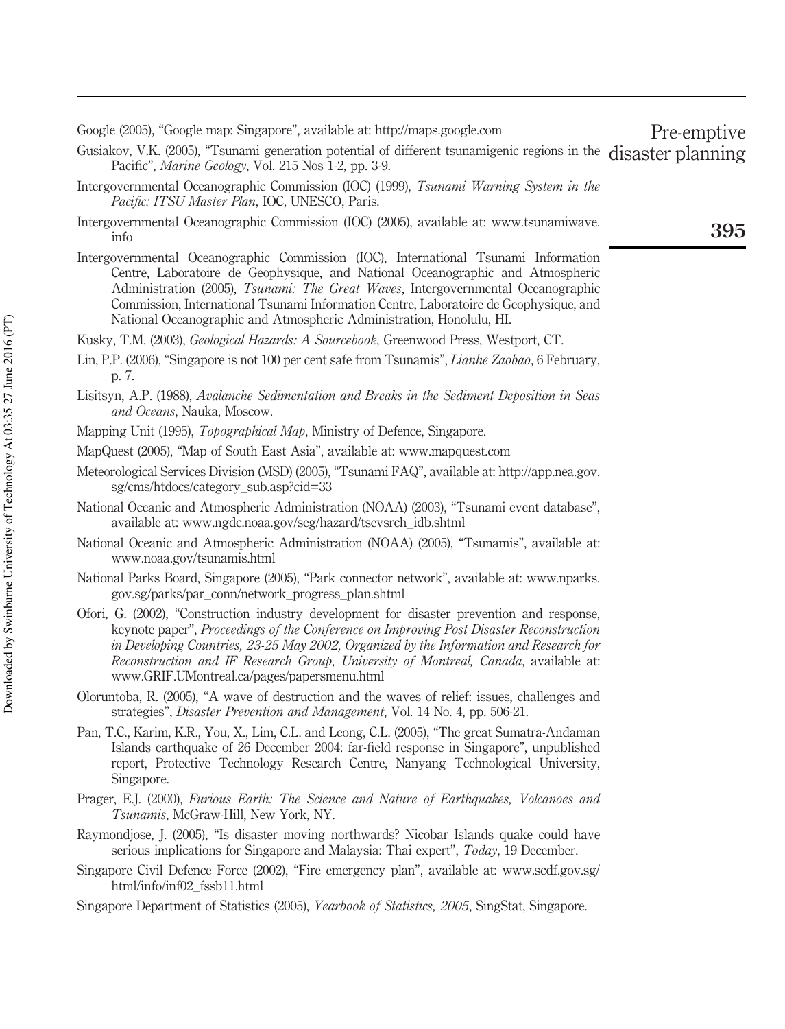Google (2005), "Google map: Singapore", available at: http://maps.google.com

Gusiakov, V.K. (2005), "Tsunami generation potential of different tsunamigenic regions in the Pacific", *Marine Geology*, Vol. 215 Nos 1-2, pp. 3-9.

Intergovernmental Oceanographic Commission (IOC) (1999), *Tsunami Warning System in the Pacific: ITSU Master Plan*, IOC, UNESCO, Paris.

Intergovernmental Oceanographic Commission (IOC) (2005), available at: www.tsunamiwave.info

Intergovernmental Oceanographic Commission (IOC), International Tsunami Information Centre, Laboratoire de Geophysique, and National Oceanographic and Atmospheric Administration (2005), *Tsunami: The Great Waves*, Intergovernmental Oceanographic Commission, International Tsunami Information Centre, Laboratoire de Geophysique, and National Oceanographic and Atmospheric Administration, Honolulu, HI.

Kusky, T.M. (2003), *Geological Hazards: A Sourcebook*, Greenwood Press, Westport, CT.

Lin, P.P. (2006), "Singapore is not 100 per cent safe from Tsunamis", *Lianhe Zaobao*, 6 February, p. 7.

Lisitsyn, A.P. (1988), *Avalanche Sedimentation and Breaks in the Sediment Deposition in Seas and Oceans*, Nauka, Moscow.

Mapping Unit (1995), *Topographical Map*, Ministry of Defence, Singapore.

MapQuest (2005), "Map of South East Asia", available at: www.mapquest.com

Meteorological Services Division (MSD) (2005), "Tsunami FAQ", available at: http://app.nea.gov.sg/cms/htdocs/category_sub.asp?cid=33

National Oceanic and Atmospheric Administration (NOAA) (2003), "Tsunami event database", available at: www.ngdc.noaa.gov/seg/hazard/tsevsrch_idb.shtml

National Oceanic and Atmospheric Administration (NOAA) (2005), "Tsunamis", available at: www.noaa.gov/tsunamis.html

National Parks Board, Singapore (2005), "Park connector network", available at: www.nparks.gov.sg/parks/par_conn/network_progress_plan.shtml

Ofori, G. (2002), "Construction industry development for disaster prevention and response, keynote paper", *Proceedings of the Conference on Improving Post Disaster Reconstruction in Developing Countries, 23-25 May 2002, Organized by the Information and Research for Reconstruction and IF Research Group, University of Montreal, Canada*, available at: www.GRIF.UMontreal.ca/pages/papersmenu.html

Oloruntoba, R. (2005), "A wave of destruction and the waves of relief: issues, challenges and strategies", *Disaster Prevention and Management*, Vol. 14 No. 4, pp. 506-21.

Pan, T.C., Karim, K.R., You, X., Lim, C.L. and Leong, C.L. (2005), "The great Sumatra-Andaman Islands earthquake of 26 December 2004: far-field response in Singapore", unpublished report, Protective Technology Research Centre, Nanyang Technological University, Singapore.

Prager, E.J. (2000), *Furious Earth: The Science and Nature of Earthquakes, Volcanoes and Tsunamis*, McGraw-Hill, New York, NY.

Raymondjose, J. (2005), "Is disaster moving northwards? Nicobar Islands quake could have serious implications for Singapore and Malaysia: Thai expert", *Today*, 19 December.

Singapore Civil Defence Force (2002), "Fire emergency plan", available at: www.scdf.gov.sg/html/info/inf02_fssb11.html

Singapore Department of Statistics (2005), *Yearbook of Statistics, 2005*, SingStat, Singapore.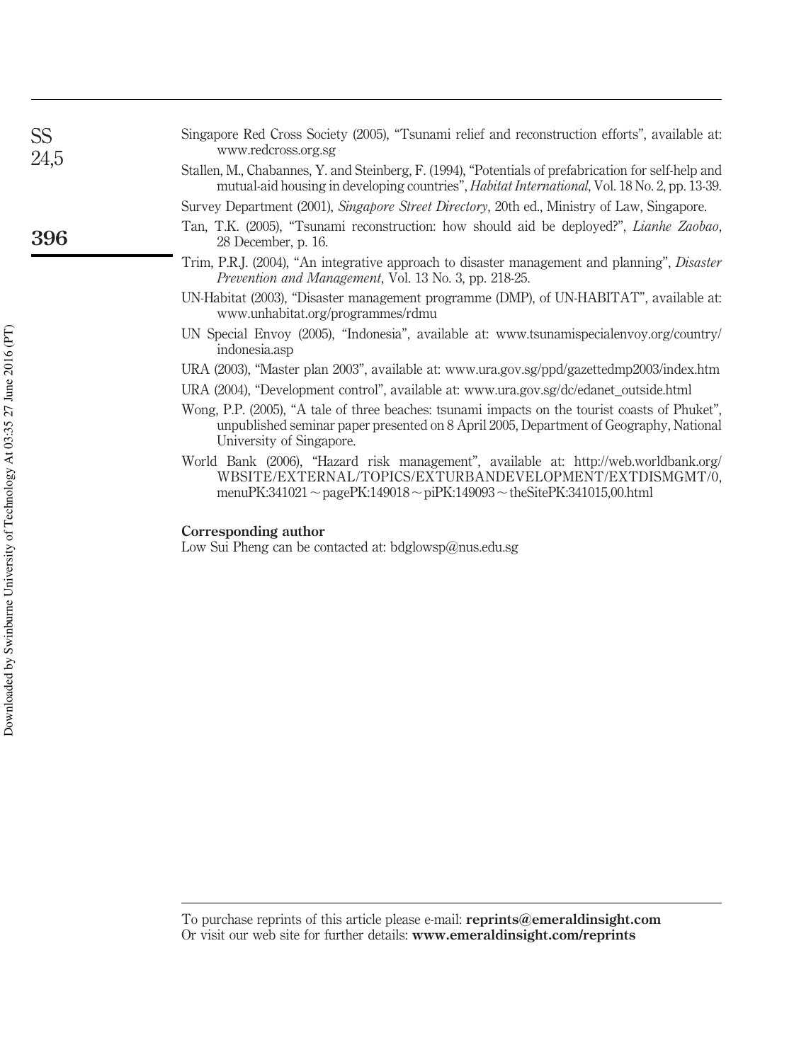Singapore Red Cross Society (2005), "Tsunami relief and reconstruction efforts", available at: www.redcross.org.sg

Stallen, M., Chabannes, Y. and Steinberg, F. (1994), "Potentials of prefabrication for self-help and mutual-aid housing in developing countries", *Habitat International*, Vol. 18 No. 2, pp. 13-39.

Survey Department (2001), *Singapore Street Directory*, 20th ed., Ministry of Law, Singapore.

Tan, T.K. (2005), "Tsunami reconstruction: how should aid be deployed?", *Lianhe Zaobao*, 28 December, p. 16.

Trim, P.R.J. (2004), "An integrative approach to disaster management and planning", *Disaster Prevention and Management*, Vol. 13 No. 3, pp. 218-25.

UN-Habitat (2003), "Disaster management programme (DMP), of UN-HABITAT", available at: www.unhabitat.org/programmes/rdmu

UN Special Envoy (2005), "Indonesia", available at: www.tsunamispecialenvoy.org/country/indonesia.asp

URA (2003), "Master plan 2003", available at: www.ura.gov.sg/ppd/gazettedmp2003/index.htm

URA (2004), "Development control", available at: www.ura.gov.sg/dc/edanet_outside.html

Wong, P.P. (2005), "A tale of three beaches: tsunami impacts on the tourist coasts of Phuket", unpublished seminar paper presented on 8 April 2005, Department of Geography, National University of Singapore.

World Bank (2006), "Hazard risk management", available at: http://web.worldbank.org/WBSITE/EXTERNAL/TOPICS/EXTURBANDEVELOPMENT/EXTDISMGMT/0,menuPK:341021~pagePK:149018~piPK:149093~theSitePK:341015,00.html

**Corresponding author**

Low Sui Pheng can be contacted at: bdglowsp@nus.edu.sg

To purchase reprints of this article please e-mail: **reprints@emeraldinsight.com**
Or visit our web site for further details: **www.emeraldinsight.com/reprints**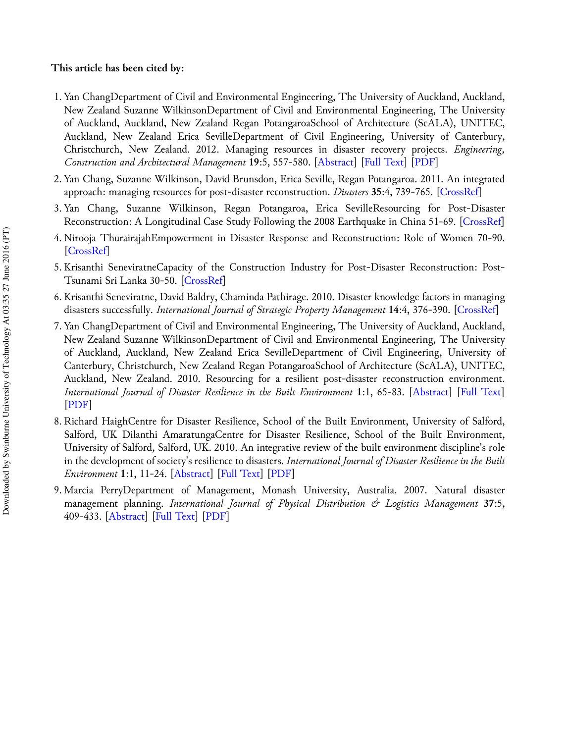**This article has been cited by:**

1. Yan ChangDepartment of Civil and Environmental Engineering, The University of Auckland, Auckland, New Zealand Suzanne WilkinsonDepartment of Civil and Environmental Engineering, The University of Auckland, Auckland, New Zealand Regan PotangaroaSchool of Architecture (ScALA), UNITEC, Auckland, New Zealand Erica SevilleDepartment of Civil Engineering, University of Canterbury, Christchurch, New Zealand. 2012. Managing resources in disaster recovery projects. *Engineering, Construction and Architectural Management* **19**:5, 557-580. [Abstract] [Full Text] [PDF]
2. Yan Chang, Suzanne Wilkinson, David Brunsdon, Erica Seville, Regan Potangaroa. 2011. An integrated approach: managing resources for post-disaster reconstruction. *Disasters* **35**:4, 739-765. [CrossRef]
3. Yan Chang, Suzanne Wilkinson, Regan Potangaroa, Erica SevilleResourcing for Post-Disaster Reconstruction: A Longitudinal Case Study Following the 2008 Earthquake in China 51-69. [CrossRef]
4. Nirooja ThurairajahEmpowerment in Disaster Response and Reconstruction: Role of Women 70-90. [CrossRef]
5. Krisanthi SeneviratneCapacity of the Construction Industry for Post-Disaster Reconstruction: Post-Tsunami Sri Lanka 30-50. [CrossRef]
6. Krisanthi Seneviratne, David Baldry, Chaminda Pathirage. 2010. Disaster knowledge factors in managing disasters successfully. *International Journal of Strategic Property Management* **14**:4, 376-390. [CrossRef]
7. Yan ChangDepartment of Civil and Environmental Engineering, The University of Auckland, Auckland, New Zealand Suzanne WilkinsonDepartment of Civil and Environmental Engineering, The University of Auckland, Auckland, New Zealand Erica SevilleDepartment of Civil Engineering, University of Canterbury, Christchurch, New Zealand Regan PotangaroaSchool of Architecture (ScALA), UNITEC, Auckland, New Zealand. 2010. Resourcing for a resilient post-disaster reconstruction environment. *International Journal of Disaster Resilience in the Built Environment* **1**:1, 65-83. [Abstract] [Full Text] [PDF]
8. Richard HaighCentre for Disaster Resilience, School of the Built Environment, University of Salford, Salford, UK Dilanthi AmaratungaCentre for Disaster Resilience, School of the Built Environment, University of Salford, Salford, UK. 2010. An integrative review of the built environment discipline's role in the development of society's resilience to disasters. *International Journal of Disaster Resilience in the Built Environment* **1**:1, 11-24. [Abstract] [Full Text] [PDF]
9. Marcia PerryDepartment of Management, Monash University, Australia. 2007. Natural disaster management planning. *International Journal of Physical Distribution & Logistics Management* **37**:5, 409-433. [Abstract] [Full Text] [PDF]